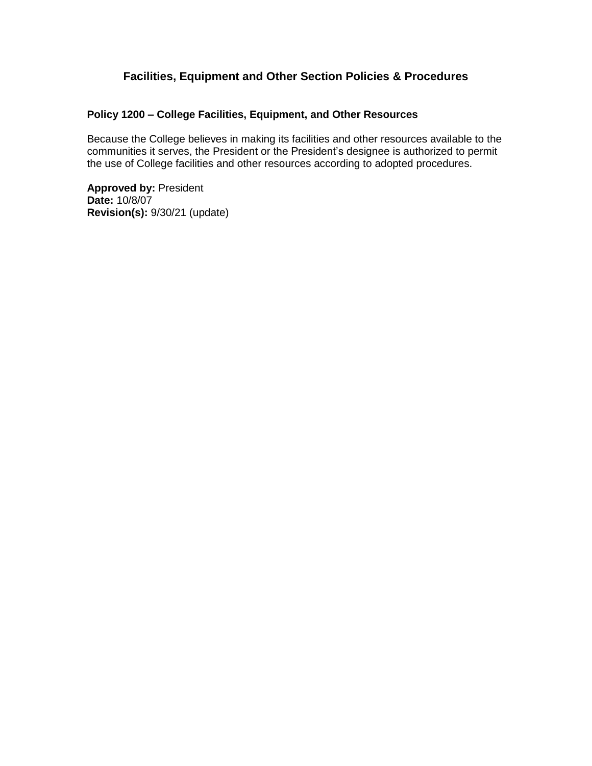# Facilities, Equipment and Other Section Policies & Procedures

## Policy 1200 – College Facilities, Equipment, and Other Resources

Because the College believes in making its facilities and other resources available to the communities it serves, the President or the President's designee is authorized to permit the use of College facilities and other resources according to adopted procedures.

**Approved by:** President
**Date:** 10/8/07
**Revision(s):** 9/30/21 (update)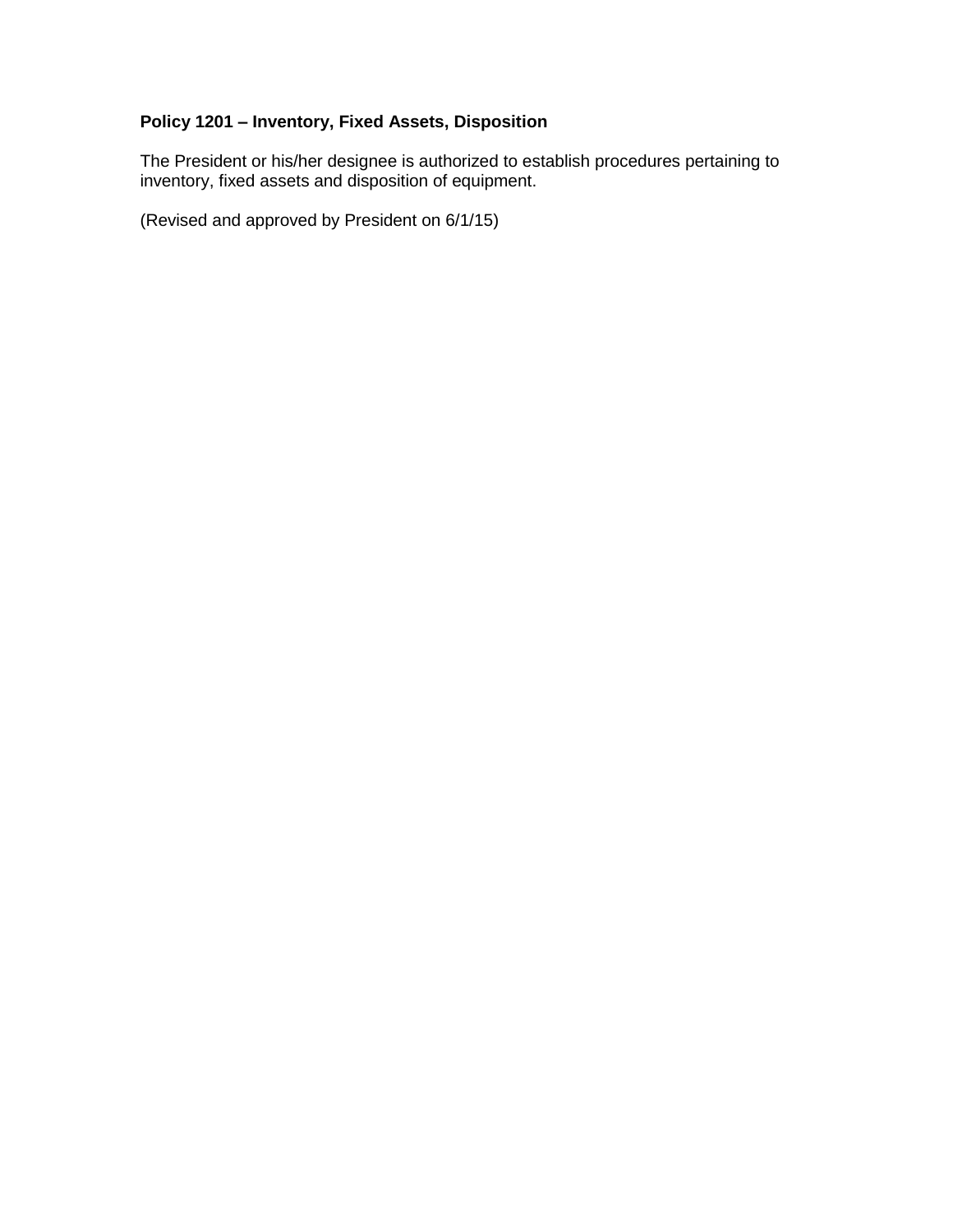**Policy 1201 – Inventory, Fixed Assets, Disposition**

The President or his/her designee is authorized to establish procedures pertaining to inventory, fixed assets and disposition of equipment.

(Revised and approved by President on 6/1/15)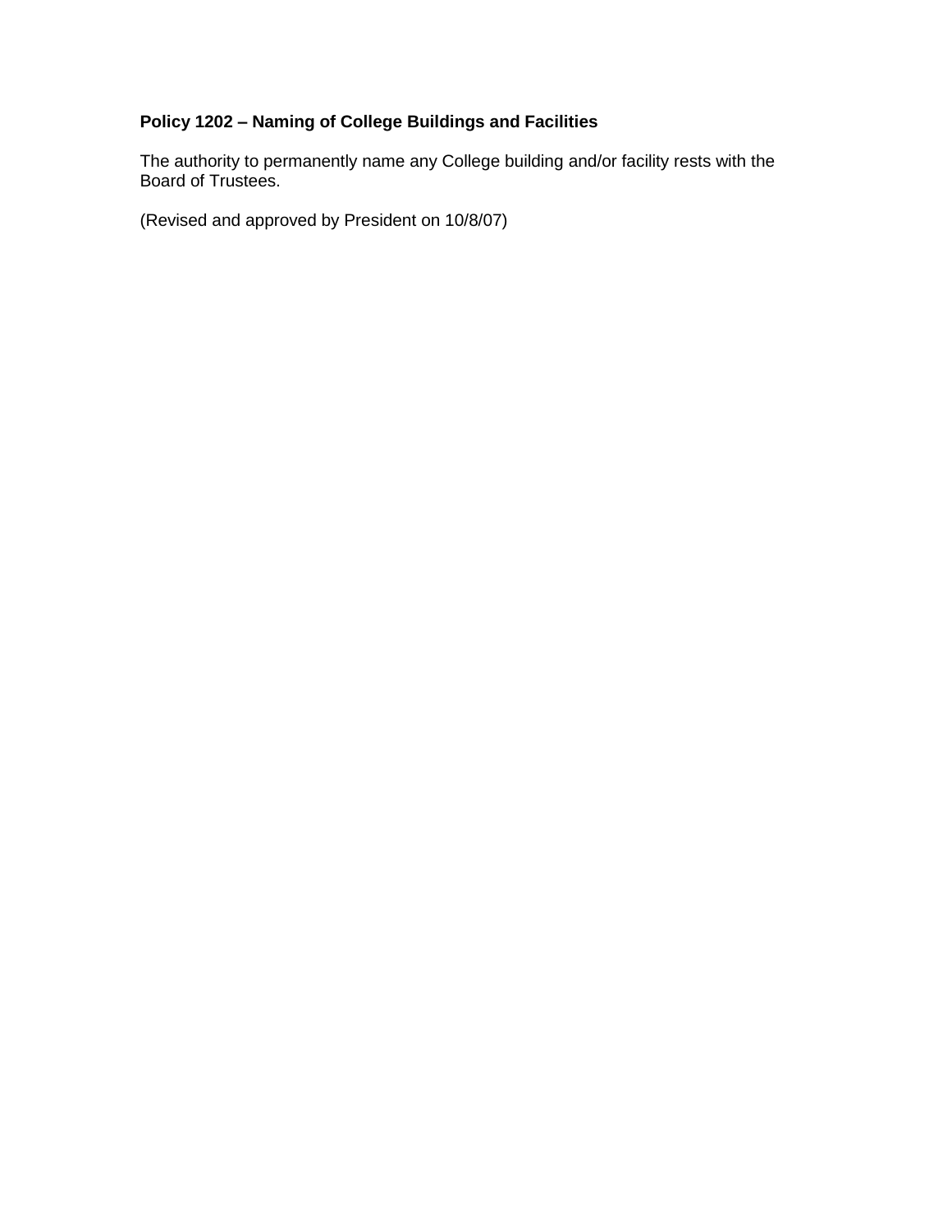**Policy 1202 – Naming of College Buildings and Facilities**

The authority to permanently name any College building and/or facility rests with the Board of Trustees.

(Revised and approved by President on 10/8/07)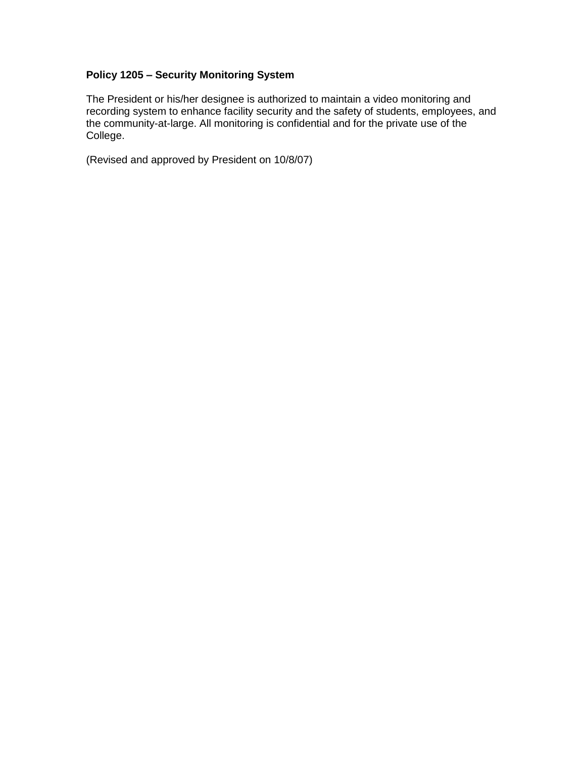**Policy 1205 – Security Monitoring System**

The President or his/her designee is authorized to maintain a video monitoring and recording system to enhance facility security and the safety of students, employees, and the community-at-large. All monitoring is confidential and for the private use of the College.

(Revised and approved by President on 10/8/07)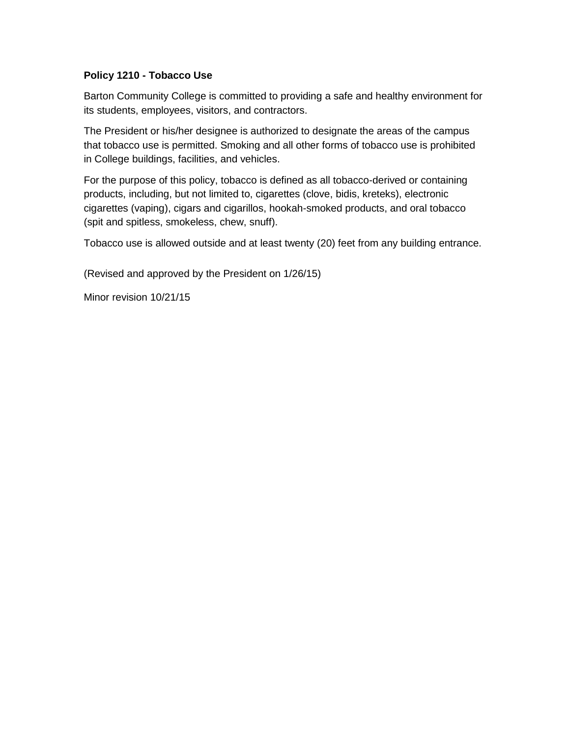**Policy 1210 - Tobacco Use**

Barton Community College is committed to providing a safe and healthy environment for its students, employees, visitors, and contractors.

The President or his/her designee is authorized to designate the areas of the campus that tobacco use is permitted. Smoking and all other forms of tobacco use is prohibited in College buildings, facilities, and vehicles.

For the purpose of this policy, tobacco is defined as all tobacco-derived or containing products, including, but not limited to, cigarettes (clove, bidis, kreteks), electronic cigarettes (vaping), cigars and cigarillos, hookah-smoked products, and oral tobacco (spit and spitless, smokeless, chew, snuff).

Tobacco use is allowed outside and at least twenty (20) feet from any building entrance.

(Revised and approved by the President on 1/26/15)

Minor revision 10/21/15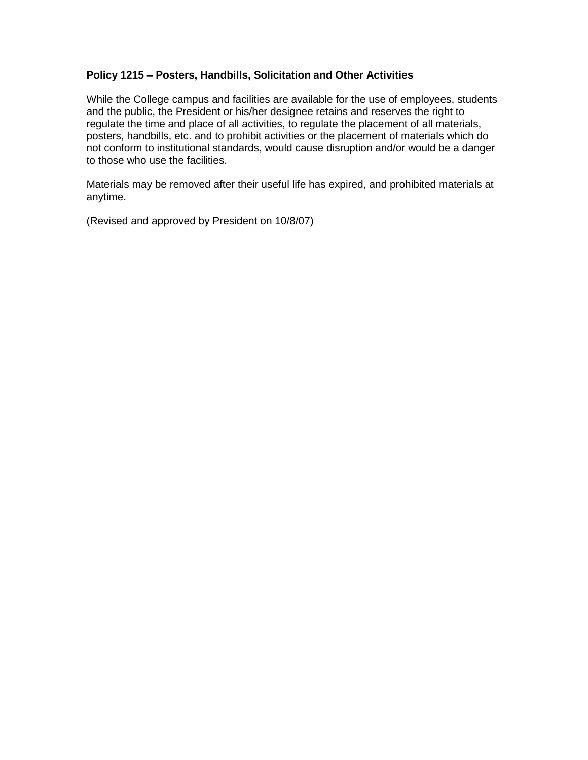**Policy 1215 – Posters, Handbills, Solicitation and Other Activities**

While the College campus and facilities are available for the use of employees, students and the public, the President or his/her designee retains and reserves the right to regulate the time and place of all activities, to regulate the placement of all materials, posters, handbills, etc. and to prohibit activities or the placement of materials which do not conform to institutional standards, would cause disruption and/or would be a danger to those who use the facilities.

Materials may be removed after their useful life has expired, and prohibited materials at anytime.

(Revised and approved by President on 10/8/07)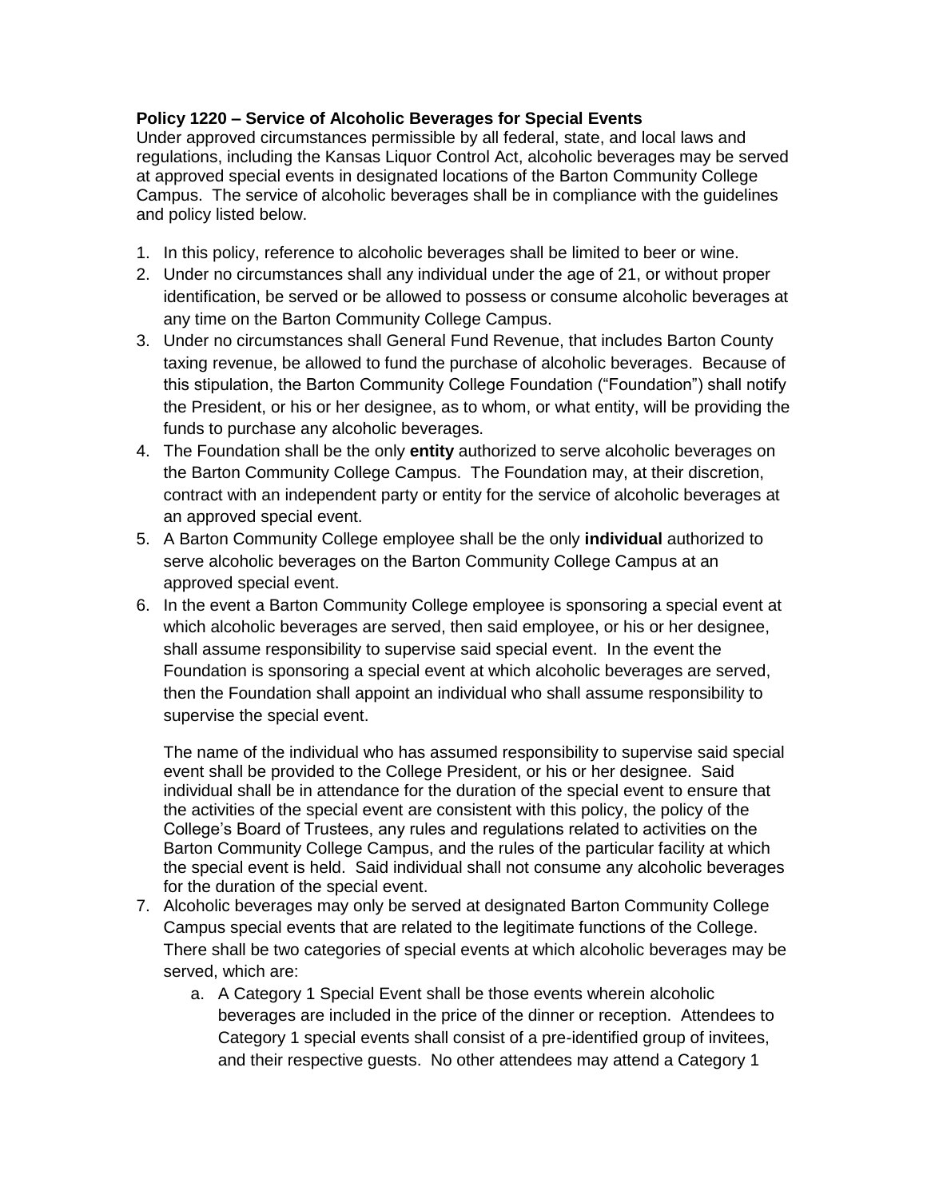**Policy 1220 – Service of Alcoholic Beverages for Special Events**

Under approved circumstances permissible by all federal, state, and local laws and regulations, including the Kansas Liquor Control Act, alcoholic beverages may be served at approved special events in designated locations of the Barton Community College Campus. The service of alcoholic beverages shall be in compliance with the guidelines and policy listed below.

1. In this policy, reference to alcoholic beverages shall be limited to beer or wine.
2. Under no circumstances shall any individual under the age of 21, or without proper identification, be served or be allowed to possess or consume alcoholic beverages at any time on the Barton Community College Campus.
3. Under no circumstances shall General Fund Revenue, that includes Barton County taxing revenue, be allowed to fund the purchase of alcoholic beverages. Because of this stipulation, the Barton Community College Foundation ("Foundation") shall notify the President, or his or her designee, as to whom, or what entity, will be providing the funds to purchase any alcoholic beverages.
4. The Foundation shall be the only **entity** authorized to serve alcoholic beverages on the Barton Community College Campus. The Foundation may, at their discretion, contract with an independent party or entity for the service of alcoholic beverages at an approved special event.
5. A Barton Community College employee shall be the only **individual** authorized to serve alcoholic beverages on the Barton Community College Campus at an approved special event.
6. In the event a Barton Community College employee is sponsoring a special event at which alcoholic beverages are served, then said employee, or his or her designee, shall assume responsibility to supervise said special event. In the event the Foundation is sponsoring a special event at which alcoholic beverages are served, then the Foundation shall appoint an individual who shall assume responsibility to supervise the special event.

   The name of the individual who has assumed responsibility to supervise said special event shall be provided to the College President, or his or her designee. Said individual shall be in attendance for the duration of the special event to ensure that the activities of the special event are consistent with this policy, the policy of the College's Board of Trustees, any rules and regulations related to activities on the Barton Community College Campus, and the rules of the particular facility at which the special event is held. Said individual shall not consume any alcoholic beverages for the duration of the special event.
7. Alcoholic beverages may only be served at designated Barton Community College Campus special events that are related to the legitimate functions of the College. There shall be two categories of special events at which alcoholic beverages may be served, which are:
   a. A Category 1 Special Event shall be those events wherein alcoholic beverages are included in the price of the dinner or reception. Attendees to Category 1 special events shall consist of a pre-identified group of invitees, and their respective guests. No other attendees may attend a Category 1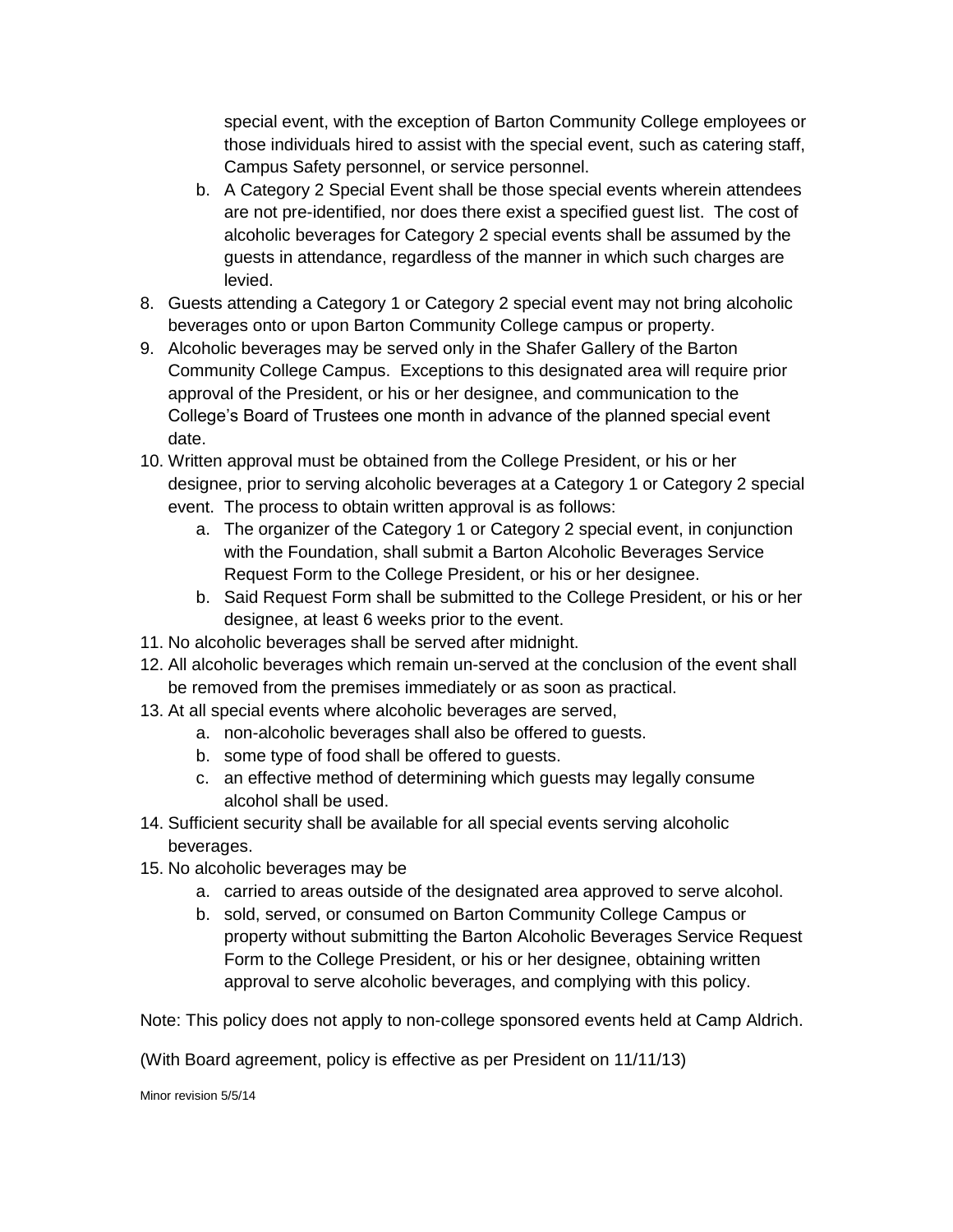special event, with the exception of Barton Community College employees or those individuals hired to assist with the special event, such as catering staff, Campus Safety personnel, or service personnel.

   b. A Category 2 Special Event shall be those special events wherein attendees are not pre-identified, nor does there exist a specified guest list. The cost of alcoholic beverages for Category 2 special events shall be assumed by the guests in attendance, regardless of the manner in which such charges are levied.

8. Guests attending a Category 1 or Category 2 special event may not bring alcoholic beverages onto or upon Barton Community College campus or property.
9. Alcoholic beverages may be served only in the Shafer Gallery of the Barton Community College Campus. Exceptions to this designated area will require prior approval of the President, or his or her designee, and communication to the College's Board of Trustees one month in advance of the planned special event date.
10. Written approval must be obtained from the College President, or his or her designee, prior to serving alcoholic beverages at a Category 1 or Category 2 special event. The process to obtain written approval is as follows:
    a. The organizer of the Category 1 or Category 2 special event, in conjunction with the Foundation, shall submit a Barton Alcoholic Beverages Service Request Form to the College President, or his or her designee.
    b. Said Request Form shall be submitted to the College President, or his or her designee, at least 6 weeks prior to the event.
11. No alcoholic beverages shall be served after midnight.
12. All alcoholic beverages which remain un-served at the conclusion of the event shall be removed from the premises immediately or as soon as practical.
13. At all special events where alcoholic beverages are served,
    a. non-alcoholic beverages shall also be offered to guests.
    b. some type of food shall be offered to guests.
    c. an effective method of determining which guests may legally consume alcohol shall be used.
14. Sufficient security shall be available for all special events serving alcoholic beverages.
15. No alcoholic beverages may be
    a. carried to areas outside of the designated area approved to serve alcohol.
    b. sold, served, or consumed on Barton Community College Campus or property without submitting the Barton Alcoholic Beverages Service Request Form to the College President, or his or her designee, obtaining written approval to serve alcoholic beverages, and complying with this policy.

Note: This policy does not apply to non-college sponsored events held at Camp Aldrich.

(With Board agreement, policy is effective as per President on 11/11/13)

Minor revision 5/5/14